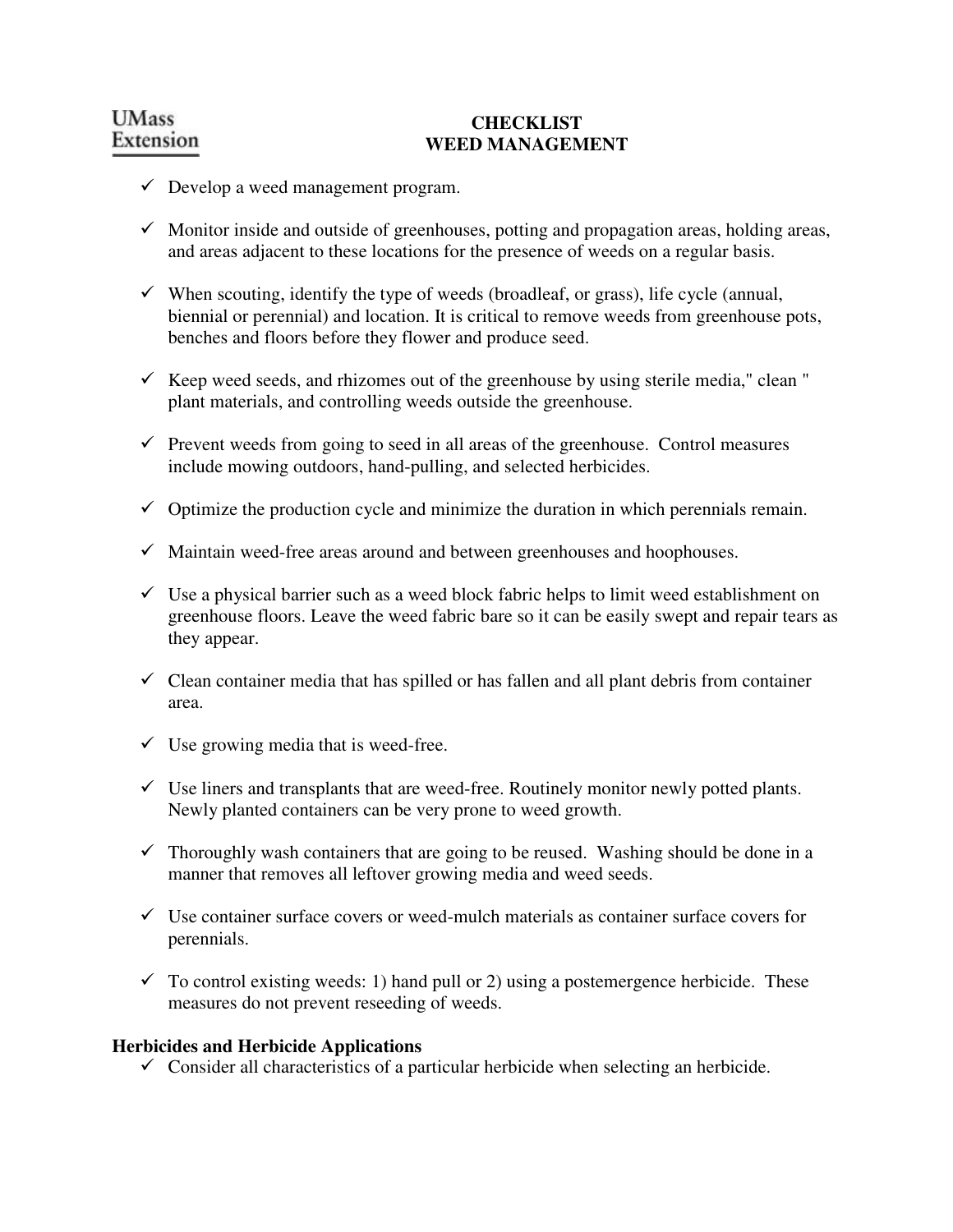UMass Extension

# CHECKLIST
# WEED MANAGEMENT

- ✓ Develop a weed management program.
- ✓ Monitor inside and outside of greenhouses, potting and propagation areas, holding areas, and areas adjacent to these locations for the presence of weeds on a regular basis.
- ✓ When scouting, identify the type of weeds (broadleaf, or grass), life cycle (annual, biennial or perennial) and location. It is critical to remove weeds from greenhouse pots, benches and floors before they flower and produce seed.
- ✓ Keep weed seeds, and rhizomes out of the greenhouse by using sterile media," clean " plant materials, and controlling weeds outside the greenhouse.
- ✓ Prevent weeds from going to seed in all areas of the greenhouse. Control measures include mowing outdoors, hand-pulling, and selected herbicides.
- ✓ Optimize the production cycle and minimize the duration in which perennials remain.
- ✓ Maintain weed-free areas around and between greenhouses and hoophouses.
- ✓ Use a physical barrier such as a weed block fabric helps to limit weed establishment on greenhouse floors. Leave the weed fabric bare so it can be easily swept and repair tears as they appear.
- ✓ Clean container media that has spilled or has fallen and all plant debris from container area.
- ✓ Use growing media that is weed-free.
- ✓ Use liners and transplants that are weed-free. Routinely monitor newly potted plants. Newly planted containers can be very prone to weed growth.
- ✓ Thoroughly wash containers that are going to be reused. Washing should be done in a manner that removes all leftover growing media and weed seeds.
- ✓ Use container surface covers or weed-mulch materials as container surface covers for perennials.
- ✓ To control existing weeds: 1) hand pull or 2) using a postemergence herbicide. These measures do not prevent reseeding of weeds.

## Herbicides and Herbicide Applications

- ✓ Consider all characteristics of a particular herbicide when selecting an herbicide.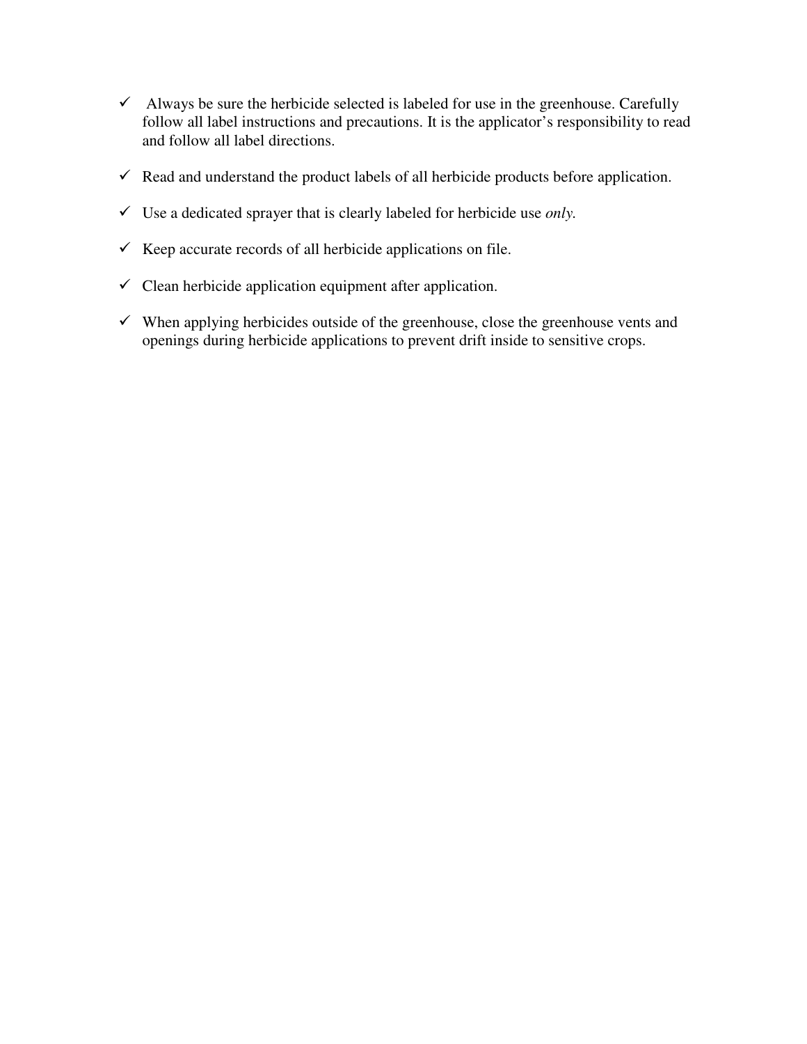- ✓ Always be sure the herbicide selected is labeled for use in the greenhouse. Carefully follow all label instructions and precautions. It is the applicator's responsibility to read and follow all label directions.
- ✓ Read and understand the product labels of all herbicide products before application.
- ✓ Use a dedicated sprayer that is clearly labeled for herbicide use *only.*
- ✓ Keep accurate records of all herbicide applications on file.
- ✓ Clean herbicide application equipment after application.
- ✓ When applying herbicides outside of the greenhouse, close the greenhouse vents and openings during herbicide applications to prevent drift inside to sensitive crops.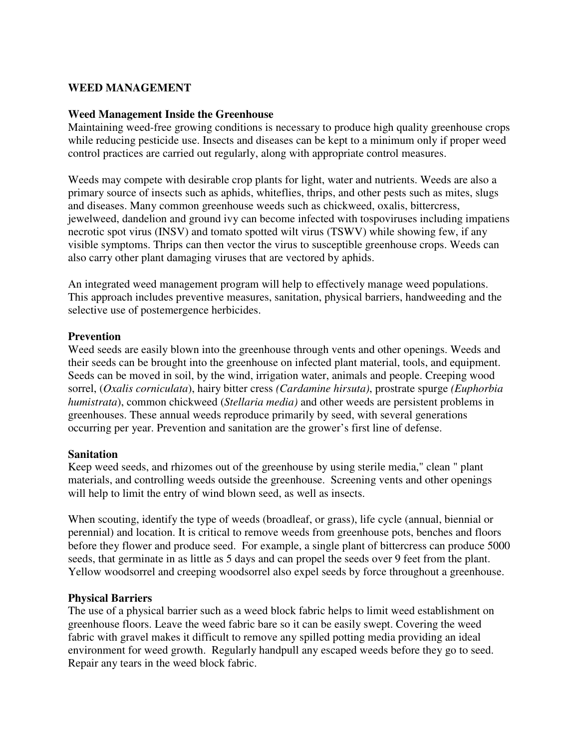## WEED MANAGEMENT

### Weed Management Inside the Greenhouse

Maintaining weed-free growing conditions is necessary to produce high quality greenhouse crops while reducing pesticide use. Insects and diseases can be kept to a minimum only if proper weed control practices are carried out regularly, along with appropriate control measures.

Weeds may compete with desirable crop plants for light, water and nutrients. Weeds are also a primary source of insects such as aphids, whiteflies, thrips, and other pests such as mites, slugs and diseases. Many common greenhouse weeds such as chickweed, oxalis, bittercress, jewelweed, dandelion and ground ivy can become infected with tospoviruses including impatiens necrotic spot virus (INSV) and tomato spotted wilt virus (TSWV) while showing few, if any visible symptoms. Thrips can then vector the virus to susceptible greenhouse crops. Weeds can also carry other plant damaging viruses that are vectored by aphids.

An integrated weed management program will help to effectively manage weed populations. This approach includes preventive measures, sanitation, physical barriers, handweeding and the selective use of postemergence herbicides.

### Prevention

Weed seeds are easily blown into the greenhouse through vents and other openings. Weeds and their seeds can be brought into the greenhouse on infected plant material, tools, and equipment. Seeds can be moved in soil, by the wind, irrigation water, animals and people. Creeping wood sorrel, (*Oxalis corniculata*), hairy bitter cress *(Cardamine hirsuta)*, prostrate spurge *(Euphorbia humistrata*), common chickweed (*Stellaria media)* and other weeds are persistent problems in greenhouses. These annual weeds reproduce primarily by seed, with several generations occurring per year. Prevention and sanitation are the grower's first line of defense.

### Sanitation

Keep weed seeds, and rhizomes out of the greenhouse by using sterile media," clean " plant materials, and controlling weeds outside the greenhouse. Screening vents and other openings will help to limit the entry of wind blown seed, as well as insects.

When scouting, identify the type of weeds (broadleaf, or grass), life cycle (annual, biennial or perennial) and location. It is critical to remove weeds from greenhouse pots, benches and floors before they flower and produce seed. For example, a single plant of bittercress can produce 5000 seeds, that germinate in as little as 5 days and can propel the seeds over 9 feet from the plant. Yellow woodsorrel and creeping woodsorrel also expel seeds by force throughout a greenhouse.

### Physical Barriers

The use of a physical barrier such as a weed block fabric helps to limit weed establishment on greenhouse floors. Leave the weed fabric bare so it can be easily swept. Covering the weed fabric with gravel makes it difficult to remove any spilled potting media providing an ideal environment for weed growth. Regularly handpull any escaped weeds before they go to seed. Repair any tears in the weed block fabric.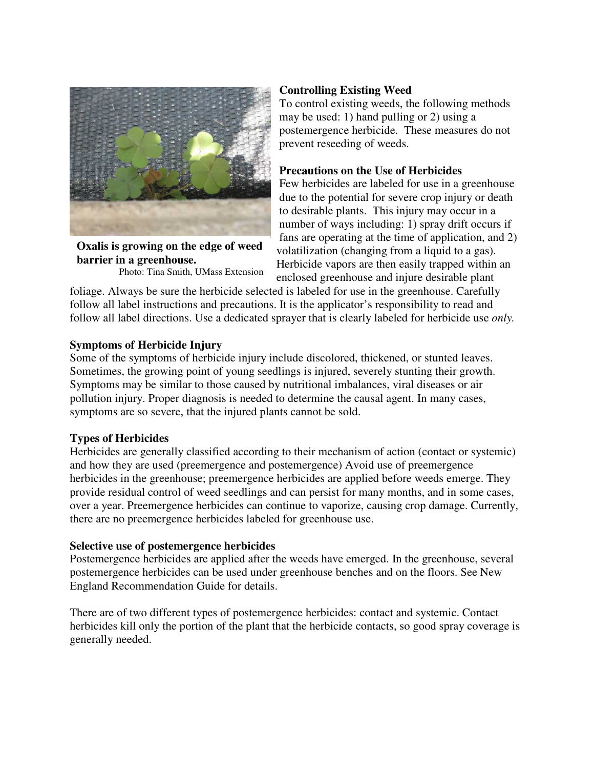**Oxalis is growing on the edge of weed barrier in a greenhouse.**
Photo: Tina Smith, UMass Extension

**Controlling Existing Weed**

To control existing weeds, the following methods may be used: 1) hand pulling or 2) using a postemergence herbicide. These measures do not prevent reseeding of weeds.

**Precautions on the Use of Herbicides**

Few herbicides are labeled for use in a greenhouse due to the potential for severe crop injury or death to desirable plants. This injury may occur in a number of ways including: 1) spray drift occurs if fans are operating at the time of application, and 2) volatilization (changing from a liquid to a gas). Herbicide vapors are then easily trapped within an enclosed greenhouse and injure desirable plant foliage. Always be sure the herbicide selected is labeled for use in the greenhouse. Carefully follow all label instructions and precautions. It is the applicator's responsibility to read and follow all label directions. Use a dedicated sprayer that is clearly labeled for herbicide use *only.*

**Symptoms of Herbicide Injury**

Some of the symptoms of herbicide injury include discolored, thickened, or stunted leaves. Sometimes, the growing point of young seedlings is injured, severely stunting their growth. Symptoms may be similar to those caused by nutritional imbalances, viral diseases or air pollution injury. Proper diagnosis is needed to determine the causal agent. In many cases, symptoms are so severe, that the injured plants cannot be sold.

**Types of Herbicides**

Herbicides are generally classified according to their mechanism of action (contact or systemic) and how they are used (preemergence and postemergence) Avoid use of preemergence herbicides in the greenhouse; preemergence herbicides are applied before weeds emerge. They provide residual control of weed seedlings and can persist for many months, and in some cases, over a year. Preemergence herbicides can continue to vaporize, causing crop damage. Currently, there are no preemergence herbicides labeled for greenhouse use.

**Selective use of postemergence herbicides**

Postemergence herbicides are applied after the weeds have emerged. In the greenhouse, several postemergence herbicides can be used under greenhouse benches and on the floors. See New England Recommendation Guide for details.

There are of two different types of postemergence herbicides: contact and systemic. Contact herbicides kill only the portion of the plant that the herbicide contacts, so good spray coverage is generally needed.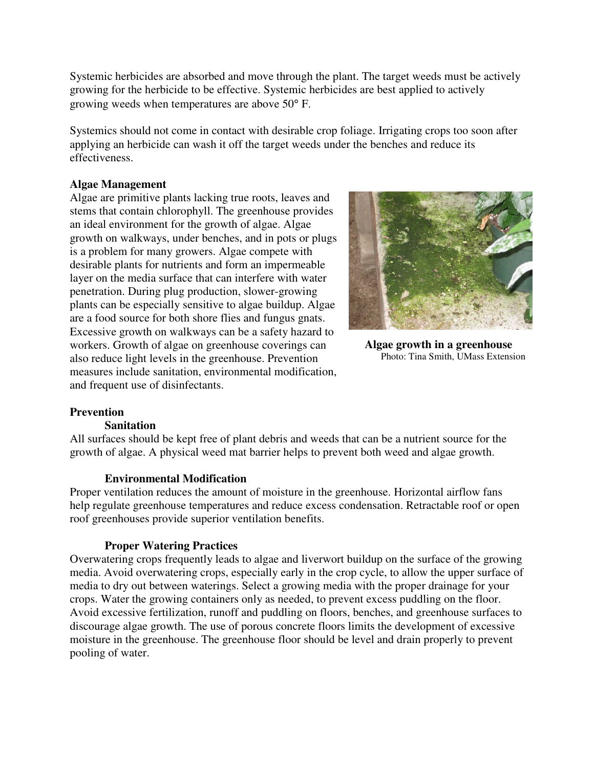Systemic herbicides are absorbed and move through the plant. The target weeds must be actively growing for the herbicide to be effective. Systemic herbicides are best applied to actively growing weeds when temperatures are above 50° F.

Systemics should not come in contact with desirable crop foliage. Irrigating crops too soon after applying an herbicide can wash it off the target weeds under the benches and reduce its effectiveness.

**Algae Management**

Algae are primitive plants lacking true roots, leaves and stems that contain chlorophyll. The greenhouse provides an ideal environment for the growth of algae. Algae growth on walkways, under benches, and in pots or plugs is a problem for many growers. Algae compete with desirable plants for nutrients and form an impermeable layer on the media surface that can interfere with water penetration. During plug production, slower-growing plants can be especially sensitive to algae buildup. Algae are a food source for both shore flies and fungus gnats. Excessive growth on walkways can be a safety hazard to workers. Growth of algae on greenhouse coverings can also reduce light levels in the greenhouse. Prevention measures include sanitation, environmental modification, and frequent use of disinfectants.

**Algae growth in a greenhouse**
Photo: Tina Smith, UMass Extension

**Prevention**

**Sanitation**

All surfaces should be kept free of plant debris and weeds that can be a nutrient source for the growth of algae. A physical weed mat barrier helps to prevent both weed and algae growth.

**Environmental Modification**

Proper ventilation reduces the amount of moisture in the greenhouse. Horizontal airflow fans help regulate greenhouse temperatures and reduce excess condensation. Retractable roof or open roof greenhouses provide superior ventilation benefits.

**Proper Watering Practices**

Overwatering crops frequently leads to algae and liverwort buildup on the surface of the growing media. Avoid overwatering crops, especially early in the crop cycle, to allow the upper surface of media to dry out between waterings. Select a growing media with the proper drainage for your crops. Water the growing containers only as needed, to prevent excess puddling on the floor. Avoid excessive fertilization, runoff and puddling on floors, benches, and greenhouse surfaces to discourage algae growth. The use of porous concrete floors limits the development of excessive moisture in the greenhouse. The greenhouse floor should be level and drain properly to prevent pooling of water.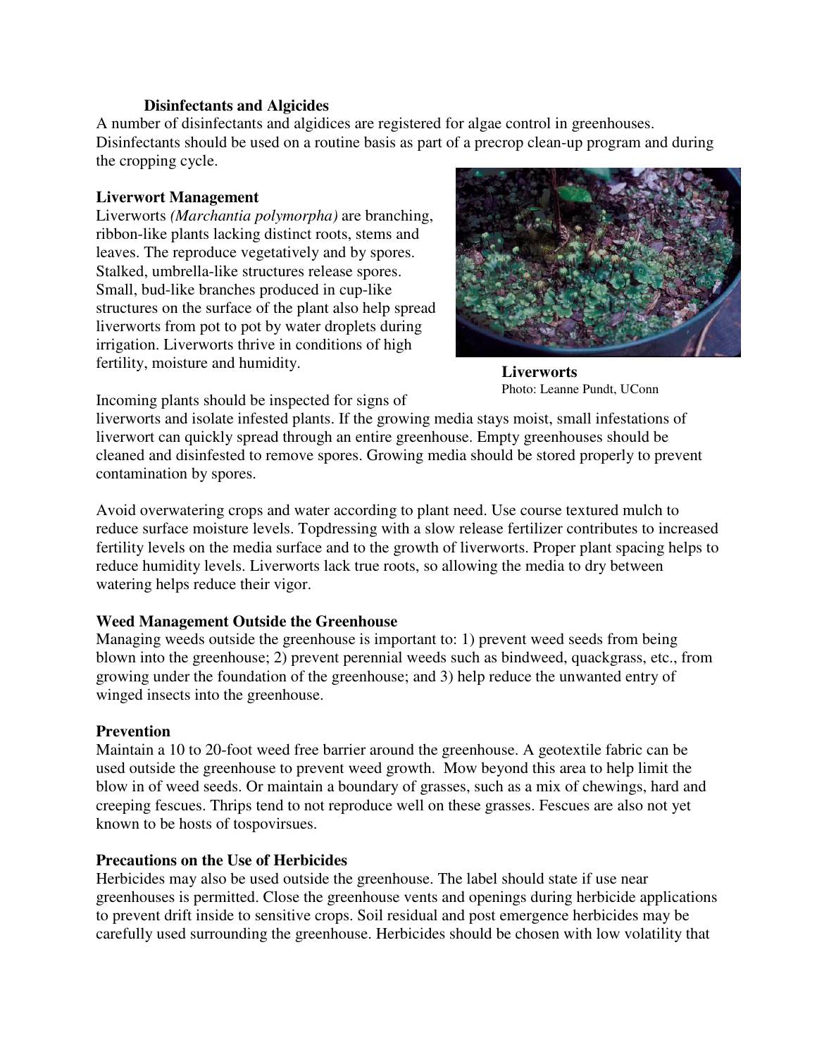**Disinfectants and Algicides**

A number of disinfectants and algidices are registered for algae control in greenhouses. Disinfectants should be used on a routine basis as part of a precrop clean-up program and during the cropping cycle.

**Liverwort Management**

Liverworts *(Marchantia polymorpha)* are branching, ribbon-like plants lacking distinct roots, stems and leaves. The reproduce vegetatively and by spores. Stalked, umbrella-like structures release spores. Small, bud-like branches produced in cup-like structures on the surface of the plant also help spread liverworts from pot to pot by water droplets during irrigation. Liverworts thrive in conditions of high fertility, moisture and humidity.

**Liverworts**
Photo: Leanne Pundt, UConn

Incoming plants should be inspected for signs of liverworts and isolate infested plants. If the growing media stays moist, small infestations of liverwort can quickly spread through an entire greenhouse. Empty greenhouses should be cleaned and disinfested to remove spores. Growing media should be stored properly to prevent contamination by spores.

Avoid overwatering crops and water according to plant need. Use course textured mulch to reduce surface moisture levels. Topdressing with a slow release fertilizer contributes to increased fertility levels on the media surface and to the growth of liverworts. Proper plant spacing helps to reduce humidity levels. Liverworts lack true roots, so allowing the media to dry between watering helps reduce their vigor.

**Weed Management Outside the Greenhouse**

Managing weeds outside the greenhouse is important to: 1) prevent weed seeds from being blown into the greenhouse; 2) prevent perennial weeds such as bindweed, quackgrass, etc., from growing under the foundation of the greenhouse; and 3) help reduce the unwanted entry of winged insects into the greenhouse.

**Prevention**

Maintain a 10 to 20-foot weed free barrier around the greenhouse. A geotextile fabric can be used outside the greenhouse to prevent weed growth. Mow beyond this area to help limit the blow in of weed seeds. Or maintain a boundary of grasses, such as a mix of chewings, hard and creeping fescues. Thrips tend to not reproduce well on these grasses. Fescues are also not yet known to be hosts of tospovirsues.

**Precautions on the Use of Herbicides**

Herbicides may also be used outside the greenhouse. The label should state if use near greenhouses is permitted. Close the greenhouse vents and openings during herbicide applications to prevent drift inside to sensitive crops. Soil residual and post emergence herbicides may be carefully used surrounding the greenhouse. Herbicides should be chosen with low volatility that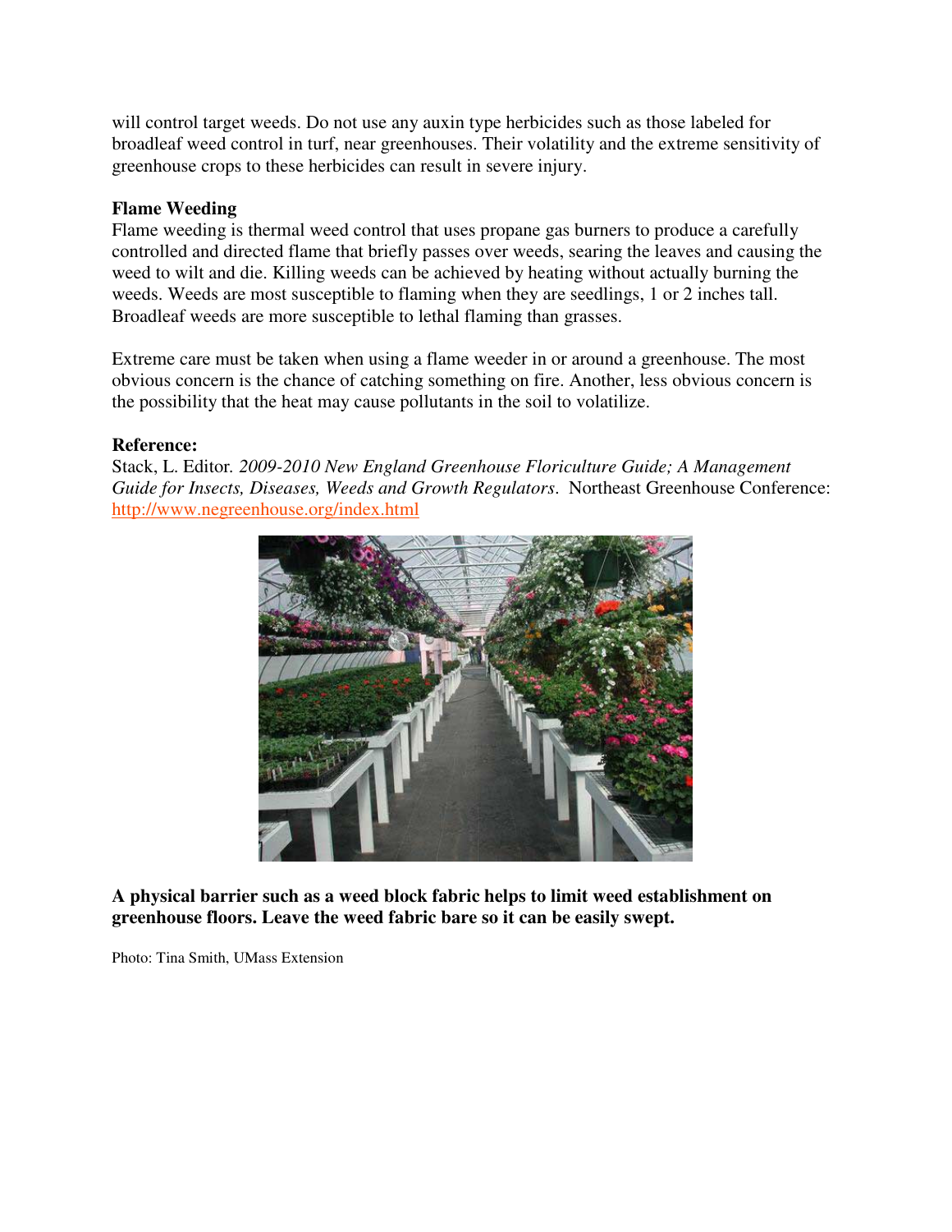will control target weeds. Do not use any auxin type herbicides such as those labeled for broadleaf weed control in turf, near greenhouses. Their volatility and the extreme sensitivity of greenhouse crops to these herbicides can result in severe injury.

**Flame Weeding**

Flame weeding is thermal weed control that uses propane gas burners to produce a carefully controlled and directed flame that briefly passes over weeds, searing the leaves and causing the weed to wilt and die. Killing weeds can be achieved by heating without actually burning the weeds. Weeds are most susceptible to flaming when they are seedlings, 1 or 2 inches tall. Broadleaf weeds are more susceptible to lethal flaming than grasses.

Extreme care must be taken when using a flame weeder in or around a greenhouse. The most obvious concern is the chance of catching something on fire. Another, less obvious concern is the possibility that the heat may cause pollutants in the soil to volatilize.

**Reference:**

Stack, L. Editor. *2009-2010 New England Greenhouse Floriculture Guide; A Management Guide for Insects, Diseases, Weeds and Growth Regulators*. Northeast Greenhouse Conference: http://www.negreenhouse.org/index.html

**A physical barrier such as a weed block fabric helps to limit weed establishment on greenhouse floors. Leave the weed fabric bare so it can be easily swept.**

Photo: Tina Smith, UMass Extension